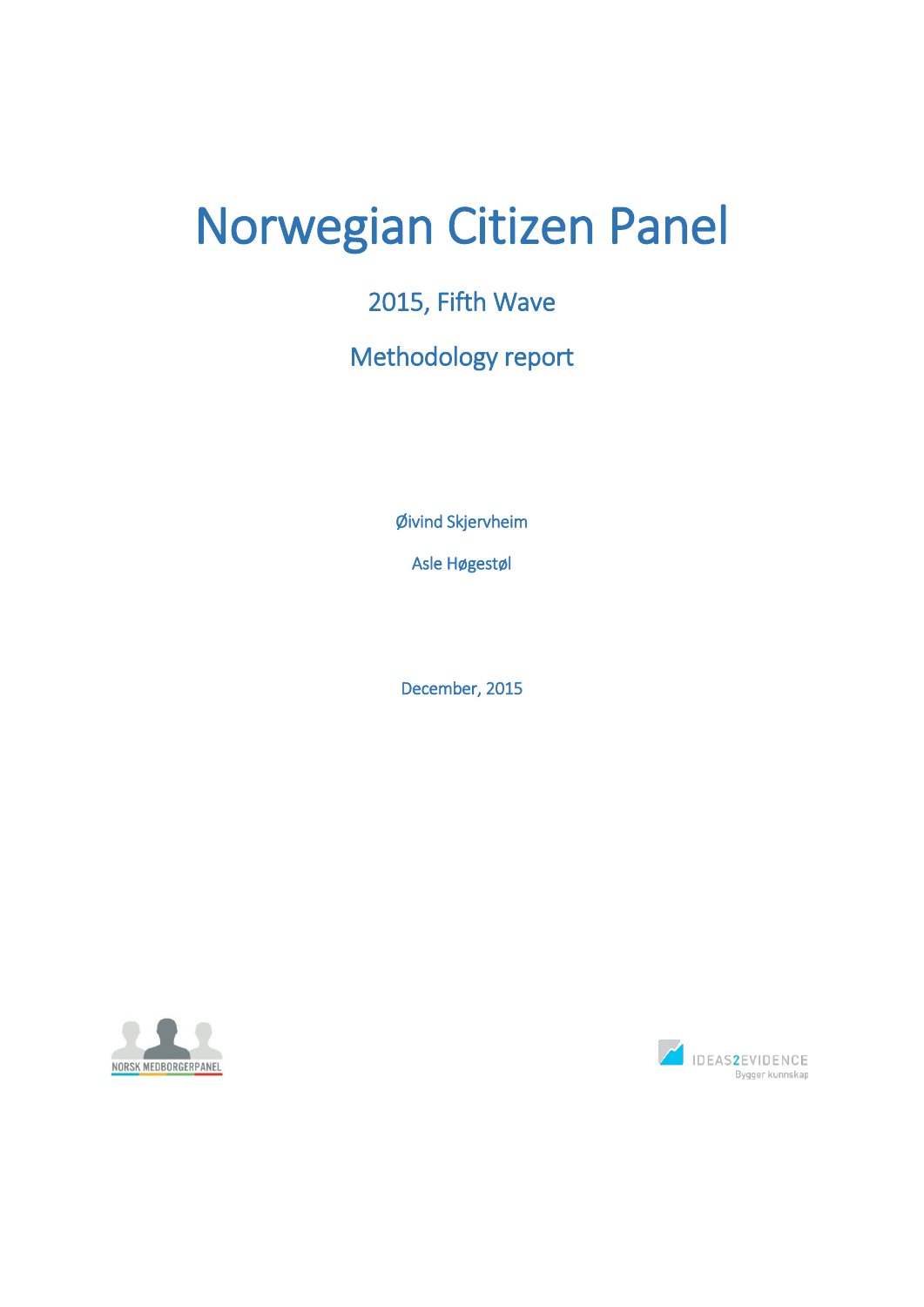# Norwegian Citizen Panel

## 2015, Fifth Wave

## Methodology report

Øivind Skjervheim

Asle Høgestøl

December, 2015

NORSK MEDBORGERPANEL

IDEAS2EVIDENCE
Bygger kunnskap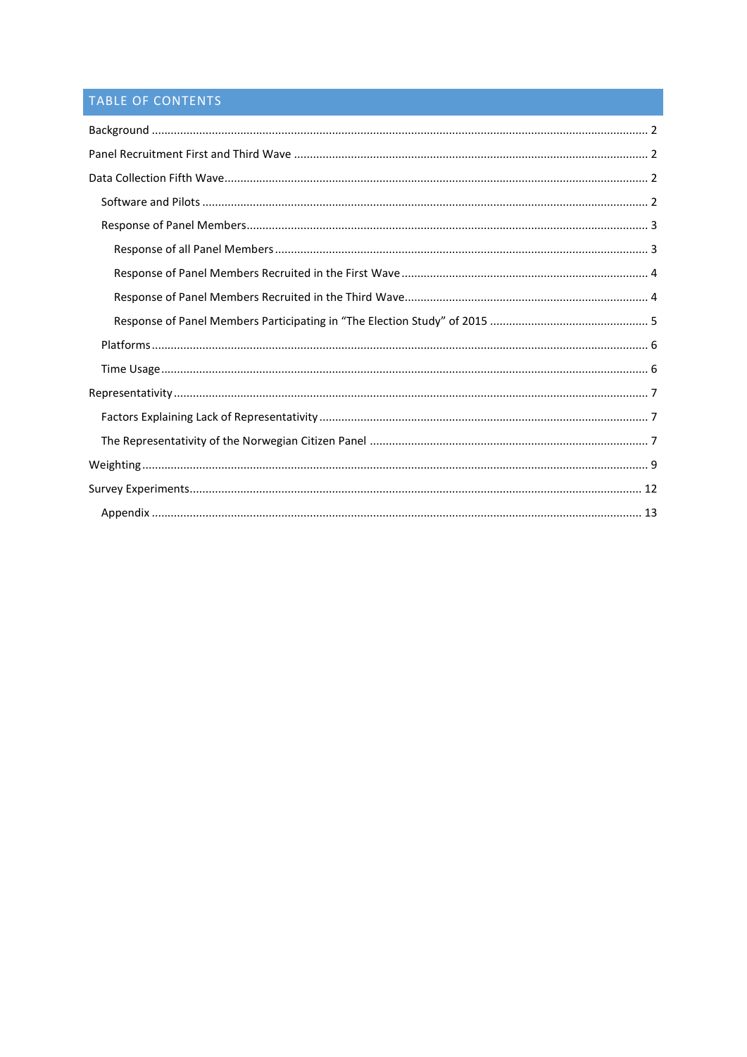## TABLE OF CONTENTS

- Background ... 2
- Panel Recruitment First and Third Wave ... 2
- Data Collection Fifth Wave ... 2
  - Software and Pilots ... 2
  - Response of Panel Members ... 3
    - Response of all Panel Members ... 3
    - Response of Panel Members Recruited in the First Wave ... 4
    - Response of Panel Members Recruited in the Third Wave ... 4
    - Response of Panel Members Participating in "The Election Study" of 2015 ... 5
  - Platforms ... 6
  - Time Usage ... 6
- Representativity ... 7
  - Factors Explaining Lack of Representativity ... 7
  - The Representativity of the Norwegian Citizen Panel ... 7
- Weighting ... 9
- Survey Experiments ... 12
  - Appendix ... 13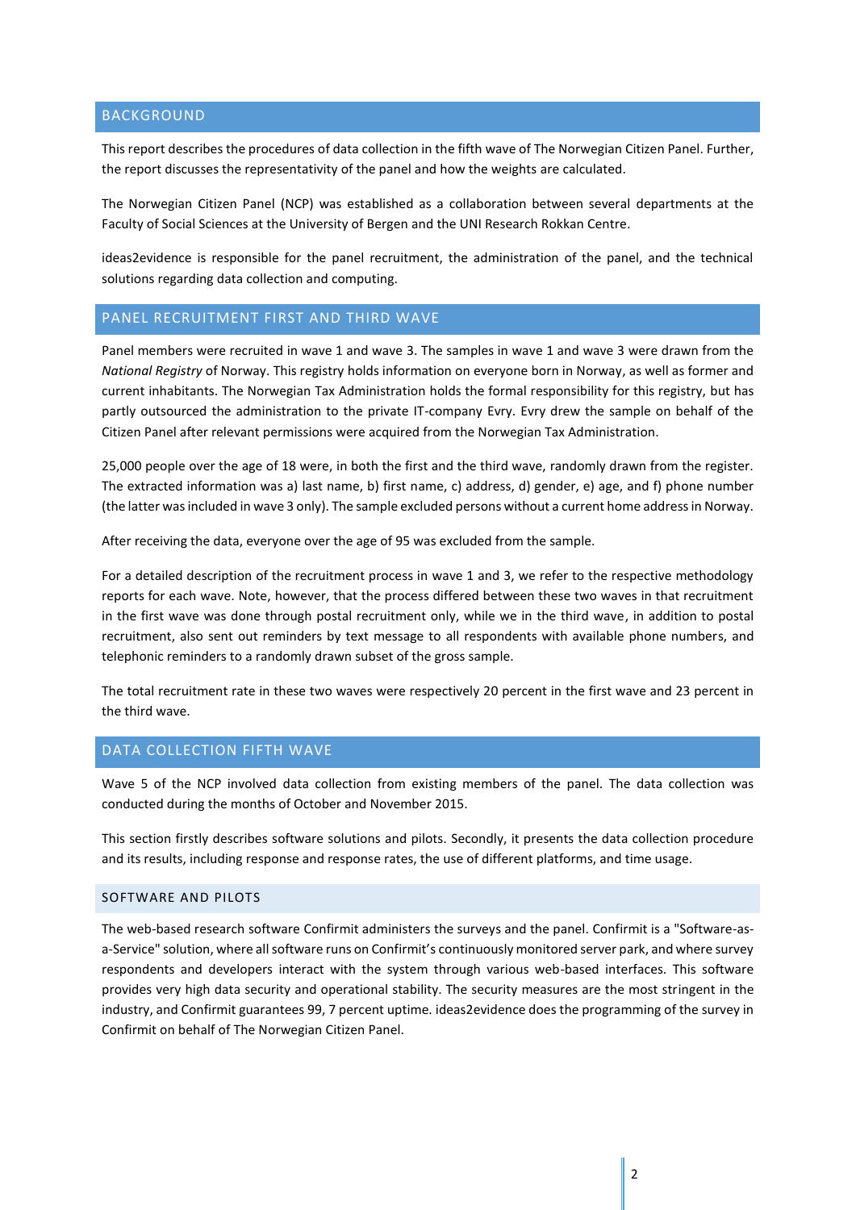## BACKGROUND

This report describes the procedures of data collection in the fifth wave of The Norwegian Citizen Panel. Further, the report discusses the representativity of the panel and how the weights are calculated.

The Norwegian Citizen Panel (NCP) was established as a collaboration between several departments at the Faculty of Social Sciences at the University of Bergen and the UNI Research Rokkan Centre.

ideas2evidence is responsible for the panel recruitment, the administration of the panel, and the technical solutions regarding data collection and computing.

## PANEL RECRUITMENT FIRST AND THIRD WAVE

Panel members were recruited in wave 1 and wave 3. The samples in wave 1 and wave 3 were drawn from the *National Registry* of Norway. This registry holds information on everyone born in Norway, as well as former and current inhabitants. The Norwegian Tax Administration holds the formal responsibility for this registry, but has partly outsourced the administration to the private IT-company Evry. Evry drew the sample on behalf of the Citizen Panel after relevant permissions were acquired from the Norwegian Tax Administration.

25,000 people over the age of 18 were, in both the first and the third wave, randomly drawn from the register. The extracted information was a) last name, b) first name, c) address, d) gender, e) age, and f) phone number (the latter was included in wave 3 only). The sample excluded persons without a current home address in Norway.

After receiving the data, everyone over the age of 95 was excluded from the sample.

For a detailed description of the recruitment process in wave 1 and 3, we refer to the respective methodology reports for each wave. Note, however, that the process differed between these two waves in that recruitment in the first wave was done through postal recruitment only, while we in the third wave, in addition to postal recruitment, also sent out reminders by text message to all respondents with available phone numbers, and telephonic reminders to a randomly drawn subset of the gross sample.

The total recruitment rate in these two waves were respectively 20 percent in the first wave and 23 percent in the third wave.

## DATA COLLECTION FIFTH WAVE

Wave 5 of the NCP involved data collection from existing members of the panel. The data collection was conducted during the months of October and November 2015.

This section firstly describes software solutions and pilots. Secondly, it presents the data collection procedure and its results, including response and response rates, the use of different platforms, and time usage.

### SOFTWARE AND PILOTS

The web-based research software Confirmit administers the surveys and the panel. Confirmit is a "Software-as-a-Service" solution, where all software runs on Confirmit's continuously monitored server park, and where survey respondents and developers interact with the system through various web-based interfaces. This software provides very high data security and operational stability. The security measures are the most stringent in the industry, and Confirmit guarantees 99, 7 percent uptime. ideas2evidence does the programming of the survey in Confirmit on behalf of The Norwegian Citizen Panel.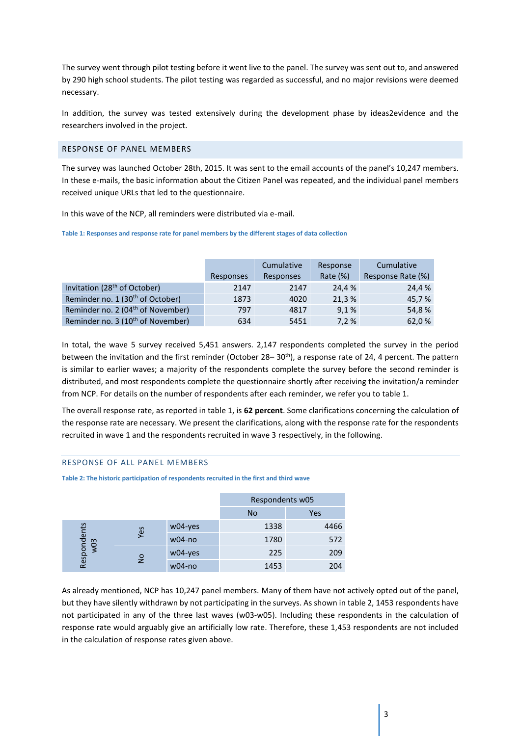The survey went through pilot testing before it went live to the panel. The survey was sent out to, and answered by 290 high school students. The pilot testing was regarded as successful, and no major revisions were deemed necessary.

In addition, the survey was tested extensively during the development phase by ideas2evidence and the researchers involved in the project.

## RESPONSE OF PANEL MEMBERS

The survey was launched October 28th, 2015. It was sent to the email accounts of the panel's 10,247 members. In these e-mails, the basic information about the Citizen Panel was repeated, and the individual panel members received unique URLs that led to the questionnaire.

In this wave of the NCP, all reminders were distributed via e-mail.

**Table 1: Responses and response rate for panel members by the different stages of data collection**

| | Responses | Cumulative Responses | Response Rate (%) | Cumulative Response Rate (%) |
|---|---|---|---|---|
| Invitation (28th of October) | 2147 | 2147 | 24,4 % | 24,4 % |
| Reminder no. 1 (30th of October) | 1873 | 4020 | 21,3 % | 45,7 % |
| Reminder no. 2 (04th of November) | 797 | 4817 | 9,1 % | 54,8 % |
| Reminder no. 3 (10th of November) | 634 | 5451 | 7,2 % | 62,0 % |

In total, the wave 5 survey received 5,451 answers. 2,147 respondents completed the survey in the period between the invitation and the first reminder (October 28– 30th), a response rate of 24, 4 percent. The pattern is similar to earlier waves; a majority of the respondents complete the survey before the second reminder is distributed, and most respondents complete the questionnaire shortly after receiving the invitation/a reminder from NCP. For details on the number of respondents after each reminder, we refer you to table 1.

The overall response rate, as reported in table 1, is **62 percent**. Some clarifications concerning the calculation of the response rate are necessary. We present the clarifications, along with the response rate for the respondents recruited in wave 1 and the respondents recruited in wave 3 respectively, in the following.

## RESPONSE OF ALL PANEL MEMBERS

**Table 2: The historic participation of respondents recruited in the first and third wave**

| | | | Respondents w05 | |
|---|---|---|---|---|
| | | | No | Yes |
| Respondents w03 | Yes | w04-yes | 1338 | 4466 |
| | | w04-no | 1780 | 572 |
| | No | w04-yes | 225 | 209 |
| | | w04-no | 1453 | 204 |

As already mentioned, NCP has 10,247 panel members. Many of them have not actively opted out of the panel, but they have silently withdrawn by not participating in the surveys. As shown in table 2, 1453 respondents have not participated in any of the three last waves (w03-w05). Including these respondents in the calculation of response rate would arguably give an artificially low rate. Therefore, these 1,453 respondents are not included in the calculation of response rates given above.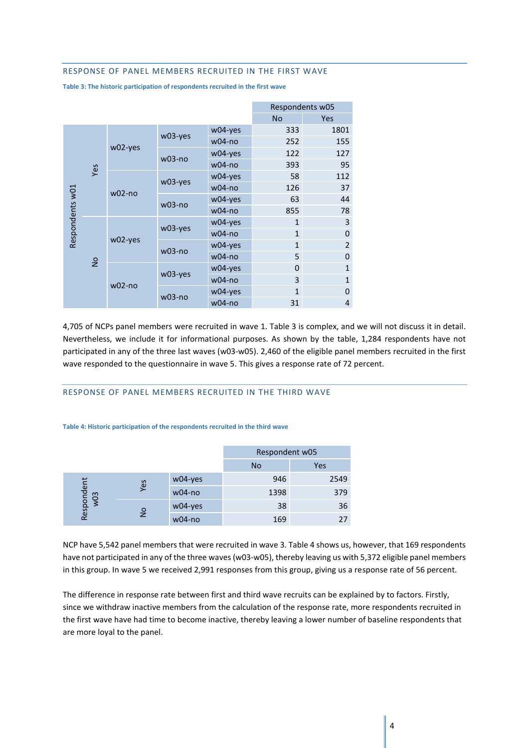## RESPONSE OF PANEL MEMBERS RECRUITED IN THE FIRST WAVE

**Table 3: The historic participation of respondents recruited in the first wave**

| | | | | Respondents w05 | |
|---|---|---|---|---|---|
| | | | | No | Yes |
| Respondents w01 Yes | w02-yes | w03-yes | w04-yes | 333 | 1801 |
| | | | w04-no | 252 | 155 |
| | | w03-no | w04-yes | 122 | 127 |
| | | | w04-no | 393 | 95 |
| | w02-no | w03-yes | w04-yes | 58 | 112 |
| | | | w04-no | 126 | 37 |
| | | w03-no | w04-yes | 63 | 44 |
| | | | w04-no | 855 | 78 |
| Respondents w01 No | w02-yes | w03-yes | w04-yes | 1 | 3 |
| | | | w04-no | 1 | 0 |
| | | w03-no | w04-yes | 1 | 2 |
| | | | w04-no | 5 | 0 |
| | w02-no | w03-yes | w04-yes | 0 | 1 |
| | | | w04-no | 3 | 1 |
| | | w03-no | w04-yes | 1 | 0 |
| | | | w04-no | 31 | 4 |

4,705 of NCPs panel members were recruited in wave 1. Table 3 is complex, and we will not discuss it in detail. Nevertheless, we include it for informational purposes. As shown by the table, 1,284 respondents have not participated in any of the three last waves (w03-w05). 2,460 of the eligible panel members recruited in the first wave responded to the questionnaire in wave 5. This gives a response rate of 72 percent.

## RESPONSE OF PANEL MEMBERS RECRUITED IN THE THIRD WAVE

**Table 4: Historic participation of the respondents recruited in the third wave**

| | | | Respondent w05 | |
|---|---|---|---|---|
| | | | No | Yes |
| Respondent w03 | Yes | w04-yes | 946 | 2549 |
| | | w04-no | 1398 | 379 |
| | No | w04-yes | 38 | 36 |
| | | w04-no | 169 | 27 |

NCP have 5,542 panel members that were recruited in wave 3. Table 4 shows us, however, that 169 respondents have not participated in any of the three waves (w03-w05), thereby leaving us with 5,372 eligible panel members in this group. In wave 5 we received 2,991 responses from this group, giving us a response rate of 56 percent.

The difference in response rate between first and third wave recruits can be explained by to factors. Firstly, since we withdraw inactive members from the calculation of the response rate, more respondents recruited in the first wave have had time to become inactive, thereby leaving a lower number of baseline respondents that are more loyal to the panel.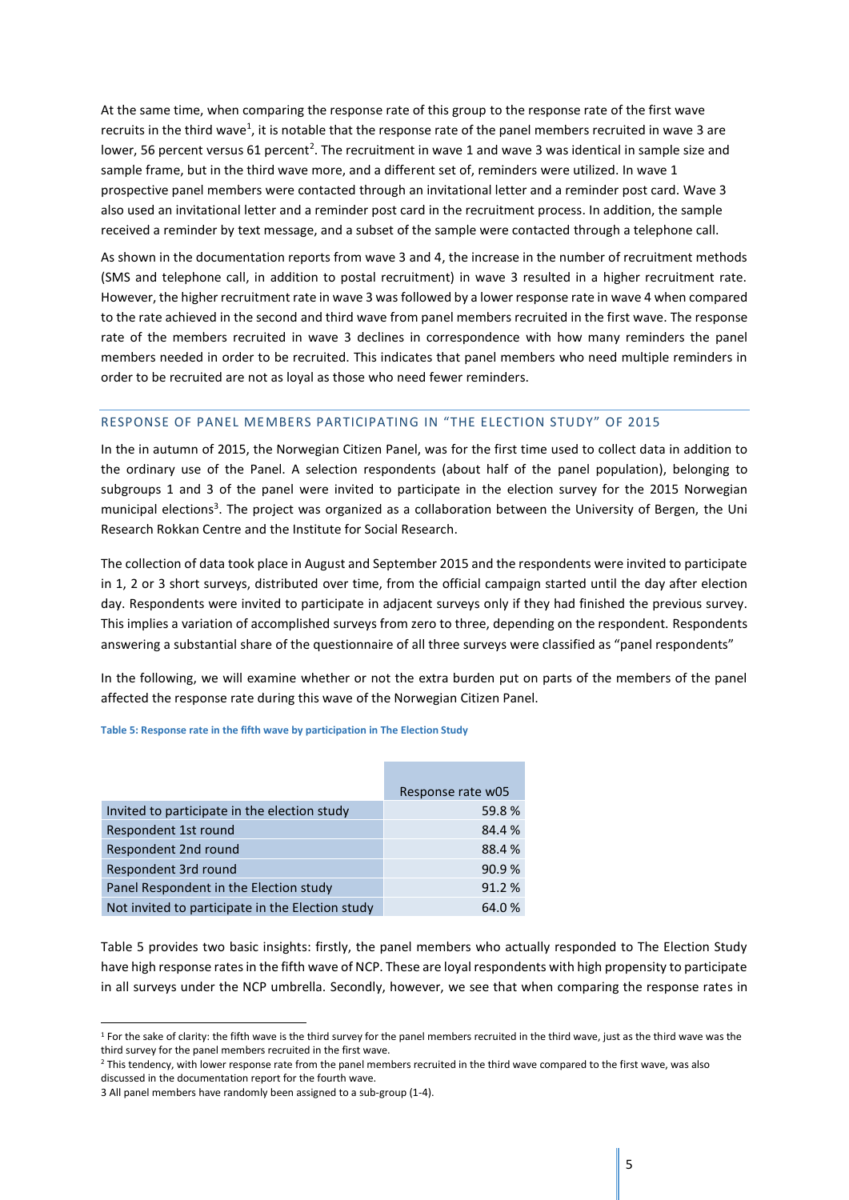At the same time, when comparing the response rate of this group to the response rate of the first wave recruits in the third wave[1], it is notable that the response rate of the panel members recruited in wave 3 are lower, 56 percent versus 61 percent[2]. The recruitment in wave 1 and wave 3 was identical in sample size and sample frame, but in the third wave more, and a different set of, reminders were utilized. In wave 1 prospective panel members were contacted through an invitational letter and a reminder post card. Wave 3 also used an invitational letter and a reminder post card in the recruitment process. In addition, the sample received a reminder by text message, and a subset of the sample were contacted through a telephone call.

As shown in the documentation reports from wave 3 and 4, the increase in the number of recruitment methods (SMS and telephone call, in addition to postal recruitment) in wave 3 resulted in a higher recruitment rate. However, the higher recruitment rate in wave 3 was followed by a lower response rate in wave 4 when compared to the rate achieved in the second and third wave from panel members recruited in the first wave. The response rate of the members recruited in wave 3 declines in correspondence with how many reminders the panel members needed in order to be recruited. This indicates that panel members who need multiple reminders in order to be recruited are not as loyal as those who need fewer reminders.

## RESPONSE OF PANEL MEMBERS PARTICIPATING IN "THE ELECTION STUDY" OF 2015

In the in autumn of 2015, the Norwegian Citizen Panel, was for the first time used to collect data in addition to the ordinary use of the Panel. A selection respondents (about half of the panel population), belonging to subgroups 1 and 3 of the panel were invited to participate in the election survey for the 2015 Norwegian municipal elections[3]. The project was organized as a collaboration between the University of Bergen, the Uni Research Rokkan Centre and the Institute for Social Research.

The collection of data took place in August and September 2015 and the respondents were invited to participate in 1, 2 or 3 short surveys, distributed over time, from the official campaign started until the day after election day. Respondents were invited to participate in adjacent surveys only if they had finished the previous survey. This implies a variation of accomplished surveys from zero to three, depending on the respondent. Respondents answering a substantial share of the questionnaire of all three surveys were classified as "panel respondents"

In the following, we will examine whether or not the extra burden put on parts of the members of the panel affected the response rate during this wave of the Norwegian Citizen Panel.

**Table 5: Response rate in the fifth wave by participation in The Election Study**

| | Response rate w05 |
|---|---|
| Invited to participate in the election study | 59.8 % |
| Respondent 1st round | 84.4 % |
| Respondent 2nd round | 88.4 % |
| Respondent 3rd round | 90.9 % |
| Panel Respondent in the Election study | 91.2 % |
| Not invited to participate in the Election study | 64.0 % |

Table 5 provides two basic insights: firstly, the panel members who actually responded to The Election Study have high response rates in the fifth wave of NCP. These are loyal respondents with high propensity to participate in all surveys under the NCP umbrella. Secondly, however, we see that when comparing the response rates in

[1] For the sake of clarity: the fifth wave is the third survey for the panel members recruited in the third wave, just as the third wave was the third survey for the panel members recruited in the first wave.

[2] This tendency, with lower response rate from the panel members recruited in the third wave compared to the first wave, was also discussed in the documentation report for the fourth wave.

[3] All panel members have randomly been assigned to a sub-group (1-4).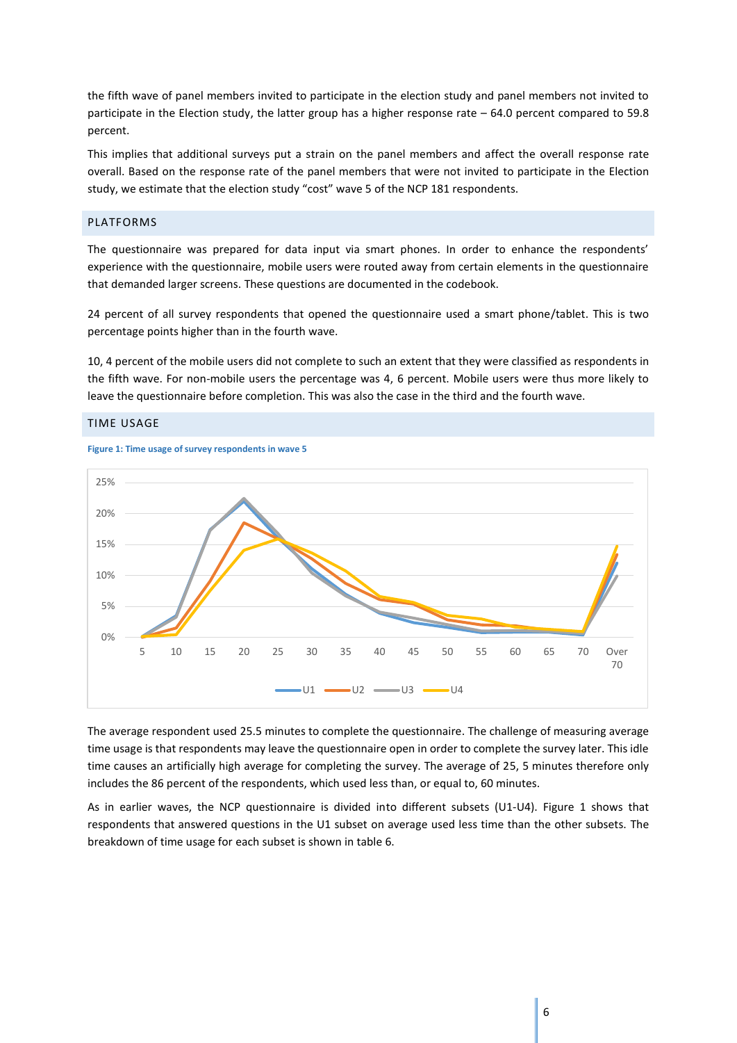the fifth wave of panel members invited to participate in the election study and panel members not invited to participate in the Election study, the latter group has a higher response rate – 64.0 percent compared to 59.8 percent.

This implies that additional surveys put a strain on the panel members and affect the overall response rate overall. Based on the response rate of the panel members that were not invited to participate in the Election study, we estimate that the election study "cost" wave 5 of the NCP 181 respondents.

## PLATFORMS

The questionnaire was prepared for data input via smart phones. In order to enhance the respondents' experience with the questionnaire, mobile users were routed away from certain elements in the questionnaire that demanded larger screens. These questions are documented in the codebook.

24 percent of all survey respondents that opened the questionnaire used a smart phone/tablet. This is two percentage points higher than in the fourth wave.

10, 4 percent of the mobile users did not complete to such an extent that they were classified as respondents in the fifth wave. For non-mobile users the percentage was 4, 6 percent. Mobile users were thus more likely to leave the questionnaire before completion. This was also the case in the third and the fourth wave.

## TIME USAGE

**Figure 1: Time usage of survey respondents in wave 5**

The average respondent used 25.5 minutes to complete the questionnaire. The challenge of measuring average time usage is that respondents may leave the questionnaire open in order to complete the survey later. This idle time causes an artificially high average for completing the survey. The average of 25, 5 minutes therefore only includes the 86 percent of the respondents, which used less than, or equal to, 60 minutes.

As in earlier waves, the NCP questionnaire is divided into different subsets (U1-U4). Figure 1 shows that respondents that answered questions in the U1 subset on average used less time than the other subsets. The breakdown of time usage for each subset is shown in table 6.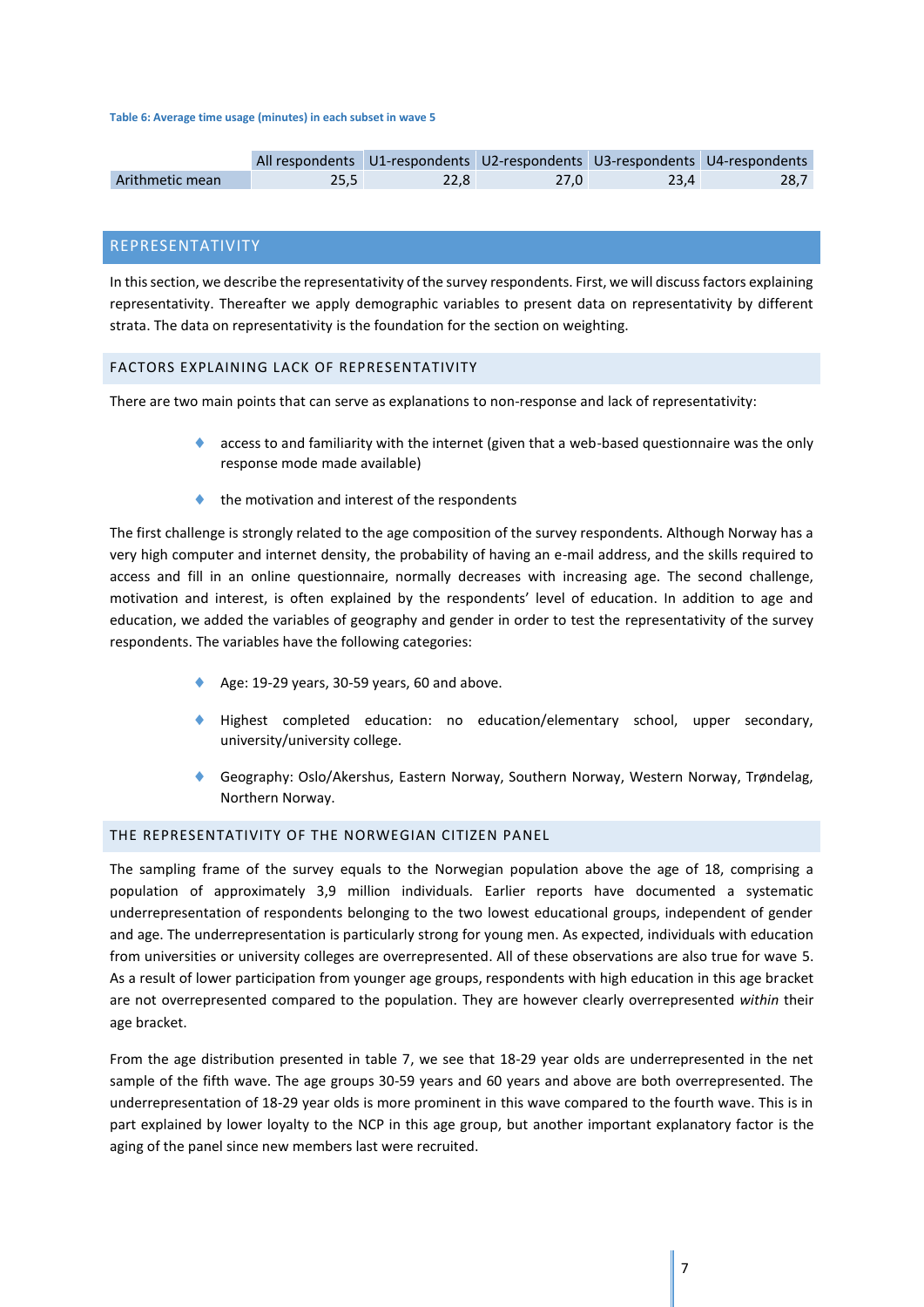Table 6: Average time usage (minutes) in each subset in wave 5

| | All respondents | U1-respondents | U2-respondents | U3-respondents | U4-respondents |
|---|---|---|---|---|---|
| Arithmetic mean | 25,5 | 22,8 | 27,0 | 23,4 | 28,7 |

## REPRESENTATIVITY

In this section, we describe the representativity of the survey respondents. First, we will discuss factors explaining representativity. Thereafter we apply demographic variables to present data on representativity by different strata. The data on representativity is the foundation for the section on weighting.

### FACTORS EXPLAINING LACK OF REPRESENTATIVITY

There are two main points that can serve as explanations to non-response and lack of representativity:

- access to and familiarity with the internet (given that a web-based questionnaire was the only response mode made available)
- the motivation and interest of the respondents

The first challenge is strongly related to the age composition of the survey respondents. Although Norway has a very high computer and internet density, the probability of having an e-mail address, and the skills required to access and fill in an online questionnaire, normally decreases with increasing age. The second challenge, motivation and interest, is often explained by the respondents' level of education. In addition to age and education, we added the variables of geography and gender in order to test the representativity of the survey respondents. The variables have the following categories:

- Age: 19-29 years, 30-59 years, 60 and above.
- Highest completed education: no education/elementary school, upper secondary, university/university college.
- Geography: Oslo/Akershus, Eastern Norway, Southern Norway, Western Norway, Trøndelag, Northern Norway.

### THE REPRESENTATIVITY OF THE NORWEGIAN CITIZEN PANEL

The sampling frame of the survey equals to the Norwegian population above the age of 18, comprising a population of approximately 3,9 million individuals. Earlier reports have documented a systematic underrepresentation of respondents belonging to the two lowest educational groups, independent of gender and age. The underrepresentation is particularly strong for young men. As expected, individuals with education from universities or university colleges are overrepresented. All of these observations are also true for wave 5. As a result of lower participation from younger age groups, respondents with high education in this age bracket are not overrepresented compared to the population. They are however clearly overrepresented *within* their age bracket.

From the age distribution presented in table 7, we see that 18-29 year olds are underrepresented in the net sample of the fifth wave. The age groups 30-59 years and 60 years and above are both overrepresented. The underrepresentation of 18-29 year olds is more prominent in this wave compared to the fourth wave. This is in part explained by lower loyalty to the NCP in this age group, but another important explanatory factor is the aging of the panel since new members last were recruited.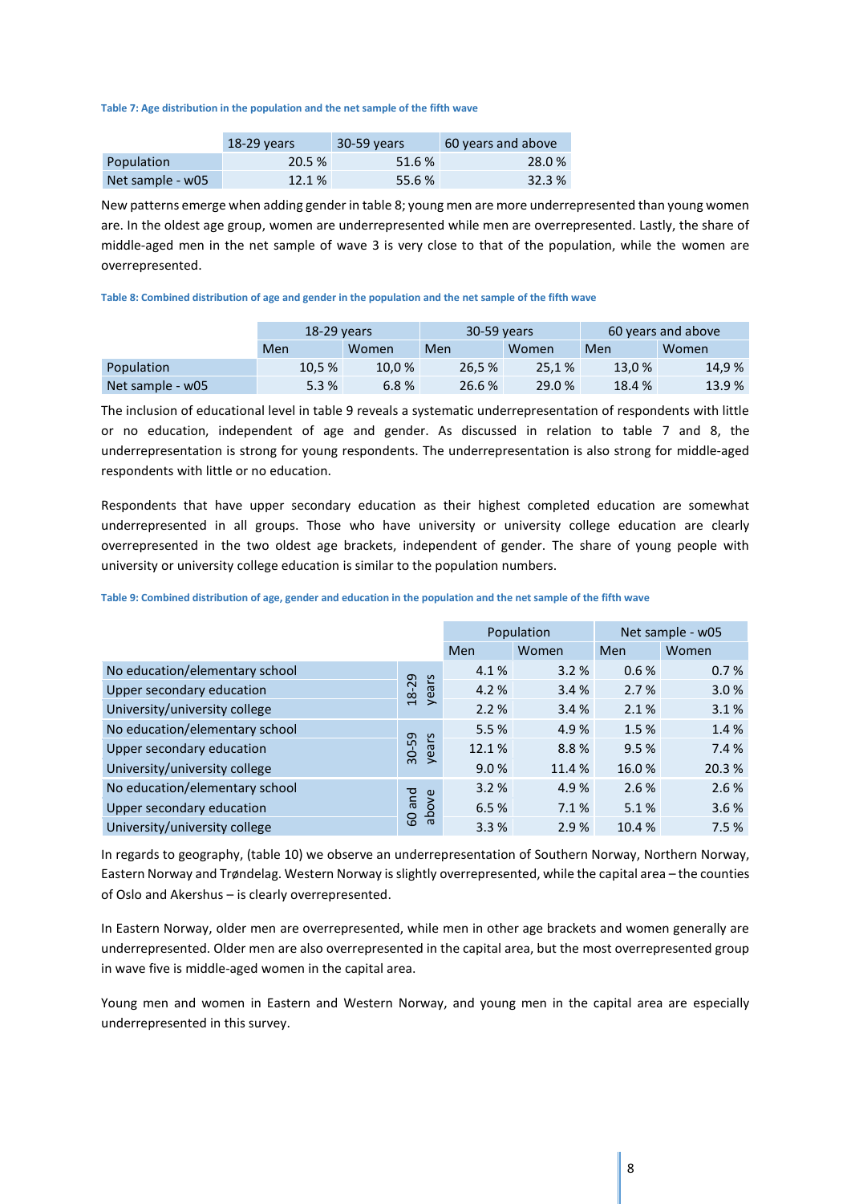**Table 7: Age distribution in the population and the net sample of the fifth wave**

| | 18-29 years | 30-59 years | 60 years and above |
|---|---|---|---|
| Population | 20.5 % | 51.6 % | 28.0 % |
| Net sample - w05 | 12.1 % | 55.6 % | 32.3 % |

New patterns emerge when adding gender in table 8; young men are more underrepresented than young women are. In the oldest age group, women are underrepresented while men are overrepresented. Lastly, the share of middle-aged men in the net sample of wave 3 is very close to that of the population, while the women are overrepresented.

**Table 8: Combined distribution of age and gender in the population and the net sample of the fifth wave**

| | 18-29 years | | 30-59 years | | 60 years and above | |
|---|---|---|---|---|---|---|
| | Men | Women | Men | Women | Men | Women |
| Population | 10,5 % | 10,0 % | 26,5 % | 25,1 % | 13,0 % | 14,9 % |
| Net sample - w05 | 5.3 % | 6.8 % | 26.6 % | 29.0 % | 18.4 % | 13.9 % |

The inclusion of educational level in table 9 reveals a systematic underrepresentation of respondents with little or no education, independent of age and gender. As discussed in relation to table 7 and 8, the underrepresentation is strong for young respondents. The underrepresentation is also strong for middle-aged respondents with little or no education.

Respondents that have upper secondary education as their highest completed education are somewhat underrepresented in all groups. Those who have university or university college education are clearly overrepresented in the two oldest age brackets, independent of gender. The share of young people with university or university college education is similar to the population numbers.

**Table 9: Combined distribution of age, gender and education in the population and the net sample of the fifth wave**

| | | Population | | Net sample - w05 | |
|---|---|---|---|---|---|
| | | Men | Women | Men | Women |
| No education/elementary school | 18-29 years | 4.1 % | 3.2 % | 0.6 % | 0.7 % |
| Upper secondary education | 18-29 years | 4.2 % | 3.4 % | 2.7 % | 3.0 % |
| University/university college | 18-29 years | 2.2 % | 3.4 % | 2.1 % | 3.1 % |
| No education/elementary school | 30-59 years | 5.5 % | 4.9 % | 1.5 % | 1.4 % |
| Upper secondary education | 30-59 years | 12.1 % | 8.8 % | 9.5 % | 7.4 % |
| University/university college | 30-59 years | 9.0 % | 11.4 % | 16.0 % | 20.3 % |
| No education/elementary school | 60 and above | 3.2 % | 4.9 % | 2.6 % | 2.6 % |
| Upper secondary education | 60 and above | 6.5 % | 7.1 % | 5.1 % | 3.6 % |
| University/university college | 60 and above | 3.3 % | 2.9 % | 10.4 % | 7.5 % |

In regards to geography, (table 10) we observe an underrepresentation of Southern Norway, Northern Norway, Eastern Norway and Trøndelag. Western Norway is slightly overrepresented, while the capital area – the counties of Oslo and Akershus – is clearly overrepresented.

In Eastern Norway, older men are overrepresented, while men in other age brackets and women generally are underrepresented. Older men are also overrepresented in the capital area, but the most overrepresented group in wave five is middle-aged women in the capital area.

Young men and women in Eastern and Western Norway, and young men in the capital area are especially underrepresented in this survey.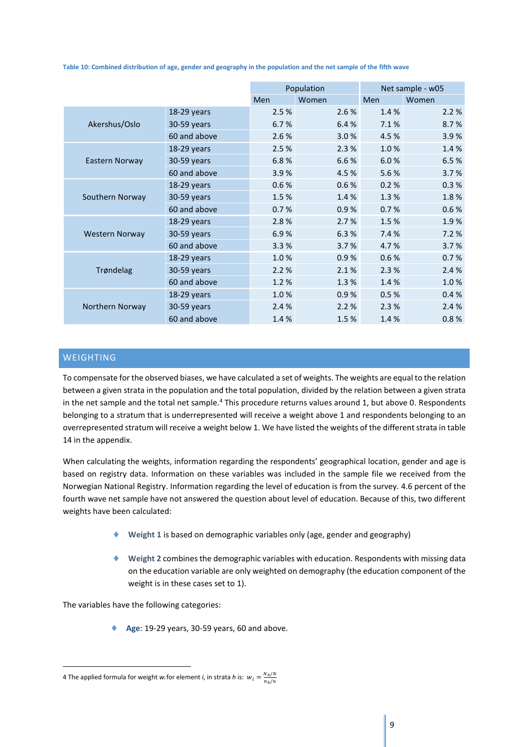**Table 10: Combined distribution of age, gender and geography in the population and the net sample of the fifth wave**

| | | Population | | Net sample - w05 | |
|---|---|---|---|---|---|
| | | Men | Women | Men | Women |
| Akershus/Oslo | 18-29 years | 2.5 % | 2.6 % | 1.4 % | 2.2 % |
| | 30-59 years | 6.7 % | 6.4 % | 7.1 % | 8.7 % |
| | 60 and above | 2.6 % | 3.0 % | 4.5 % | 3.9 % |
| Eastern Norway | 18-29 years | 2.5 % | 2.3 % | 1.0 % | 1.4 % |
| | 30-59 years | 6.8 % | 6.6 % | 6.0 % | 6.5 % |
| | 60 and above | 3.9 % | 4.5 % | 5.6 % | 3.7 % |
| Southern Norway | 18-29 years | 0.6 % | 0.6 % | 0.2 % | 0.3 % |
| | 30-59 years | 1.5 % | 1.4 % | 1.3 % | 1.8 % |
| | 60 and above | 0.7 % | 0.9 % | 0.7 % | 0.6 % |
| Western Norway | 18-29 years | 2.8 % | 2.7 % | 1.5 % | 1.9 % |
| | 30-59 years | 6.9 % | 6.3 % | 7.4 % | 7.2 % |
| | 60 and above | 3.3 % | 3.7 % | 4.7 % | 3.7 % |
| Trøndelag | 18-29 years | 1.0 % | 0.9 % | 0.6 % | 0.7 % |
| | 30-59 years | 2.2 % | 2.1 % | 2.3 % | 2.4 % |
| | 60 and above | 1.2 % | 1.3 % | 1.4 % | 1.0 % |
| Northern Norway | 18-29 years | 1.0 % | 0.9 % | 0.5 % | 0.4 % |
| | 30-59 years | 2.4 % | 2.2 % | 2.3 % | 2.4 % |
| | 60 and above | 1.4 % | 1.5 % | 1.4 % | 0.8 % |

## WEIGHTING

To compensate for the observed biases, we have calculated a set of weights. The weights are equal to the relation between a given strata in the population and the total population, divided by the relation between a given strata in the net sample and the total net sample.[4] This procedure returns values around 1, but above 0. Respondents belonging to a stratum that is underrepresented will receive a weight above 1 and respondents belonging to an overrepresented stratum will receive a weight below 1. We have listed the weights of the different strata in table 14 in the appendix.

When calculating the weights, information regarding the respondents' geographical location, gender and age is based on registry data. Information on these variables was included in the sample file we received from the Norwegian National Registry. Information regarding the level of education is from the survey. 4.6 percent of the fourth wave net sample have not answered the question about level of education. Because of this, two different weights have been calculated:

- **Weight 1** is based on demographic variables only (age, gender and geography)
- **Weight 2** combines the demographic variables with education. Respondents with missing data on the education variable are only weighted on demography (the education component of the weight is in these cases set to 1).

The variables have the following categories:

- **Age**: 19-29 years, 30-59 years, 60 and above.

---

4 The applied formula for weight $w_i$ for element $i$, in strata $h$ is: $w_i = \frac{N_h/N}{n_h/n}$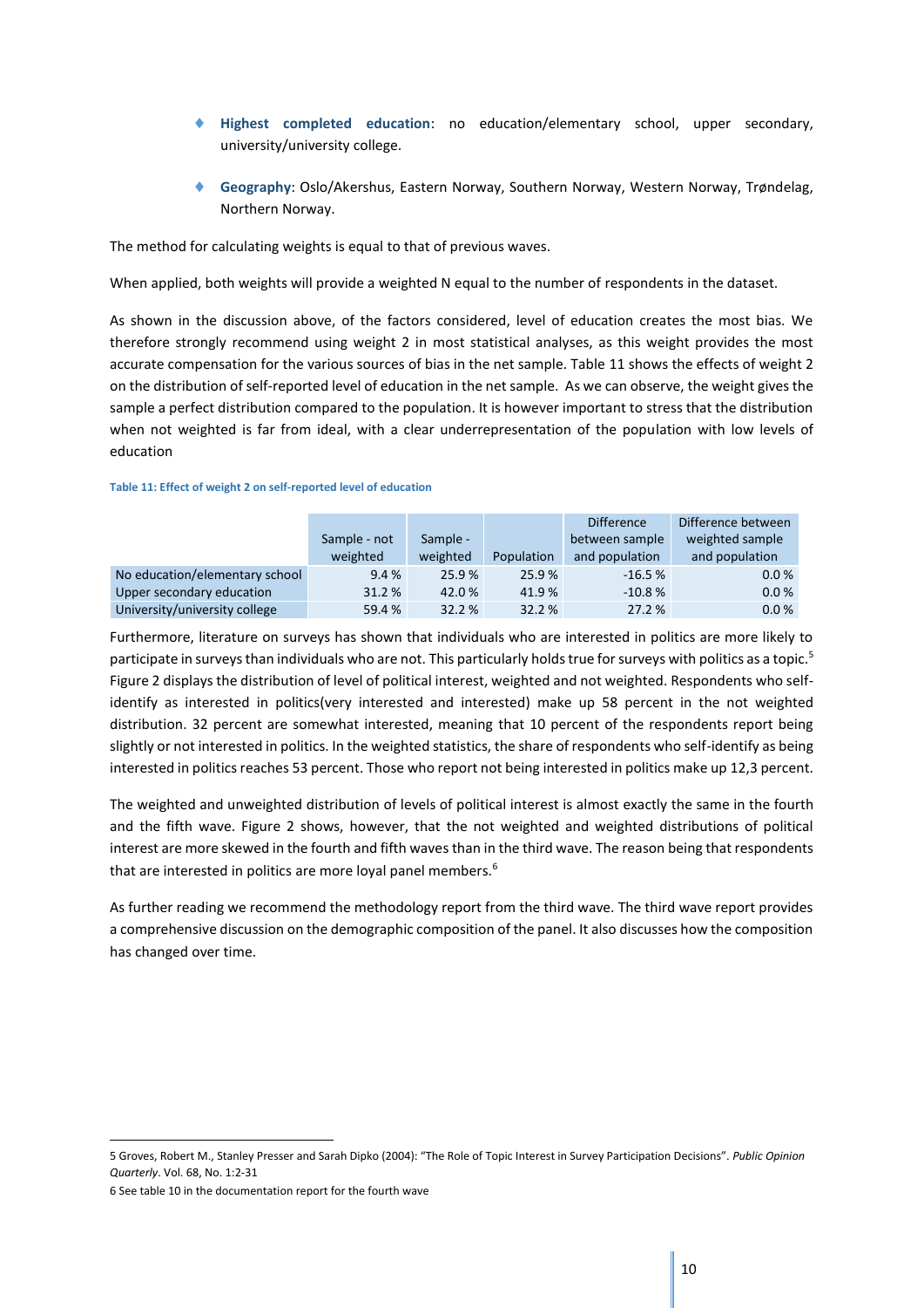- **Highest completed education**: no education/elementary school, upper secondary, university/university college.
- **Geography**: Oslo/Akershus, Eastern Norway, Southern Norway, Western Norway, Trøndelag, Northern Norway.

The method for calculating weights is equal to that of previous waves.

When applied, both weights will provide a weighted N equal to the number of respondents in the dataset.

As shown in the discussion above, of the factors considered, level of education creates the most bias. We therefore strongly recommend using weight 2 in most statistical analyses, as this weight provides the most accurate compensation for the various sources of bias in the net sample. Table 11 shows the effects of weight 2 on the distribution of self-reported level of education in the net sample. As we can observe, the weight gives the sample a perfect distribution compared to the population. It is however important to stress that the distribution when not weighted is far from ideal, with a clear underrepresentation of the population with low levels of education

**Table 11: Effect of weight 2 on self-reported level of education**

| | Sample - not weighted | Sample - weighted | Population | Difference between sample and population | Difference between weighted sample and population |
|---|---|---|---|---|---|
| No education/elementary school | 9.4 % | 25.9 % | 25.9 % | -16.5 % | 0.0 % |
| Upper secondary education | 31.2 % | 42.0 % | 41.9 % | -10.8 % | 0.0 % |
| University/university college | 59.4 % | 32.2 % | 32.2 % | 27.2 % | 0.0 % |

Furthermore, literature on surveys has shown that individuals who are interested in politics are more likely to participate in surveys than individuals who are not. This particularly holds true for surveys with politics as a topic.[5] Figure 2 displays the distribution of level of political interest, weighted and not weighted. Respondents who self-identify as interested in politics(very interested and interested) make up 58 percent in the not weighted distribution. 32 percent are somewhat interested, meaning that 10 percent of the respondents report being slightly or not interested in politics. In the weighted statistics, the share of respondents who self-identify as being interested in politics reaches 53 percent. Those who report not being interested in politics make up 12,3 percent.

The weighted and unweighted distribution of levels of political interest is almost exactly the same in the fourth and the fifth wave. Figure 2 shows, however, that the not weighted and weighted distributions of political interest are more skewed in the fourth and fifth waves than in the third wave. The reason being that respondents that are interested in politics are more loyal panel members.[6]

As further reading we recommend the methodology report from the third wave. The third wave report provides a comprehensive discussion on the demographic composition of the panel. It also discusses how the composition has changed over time.

---

5 Groves, Robert M., Stanley Presser and Sarah Dipko (2004): "The Role of Topic Interest in Survey Participation Decisions". *Public Opinion Quarterly*. Vol. 68, No. 1:2-31

6 See table 10 in the documentation report for the fourth wave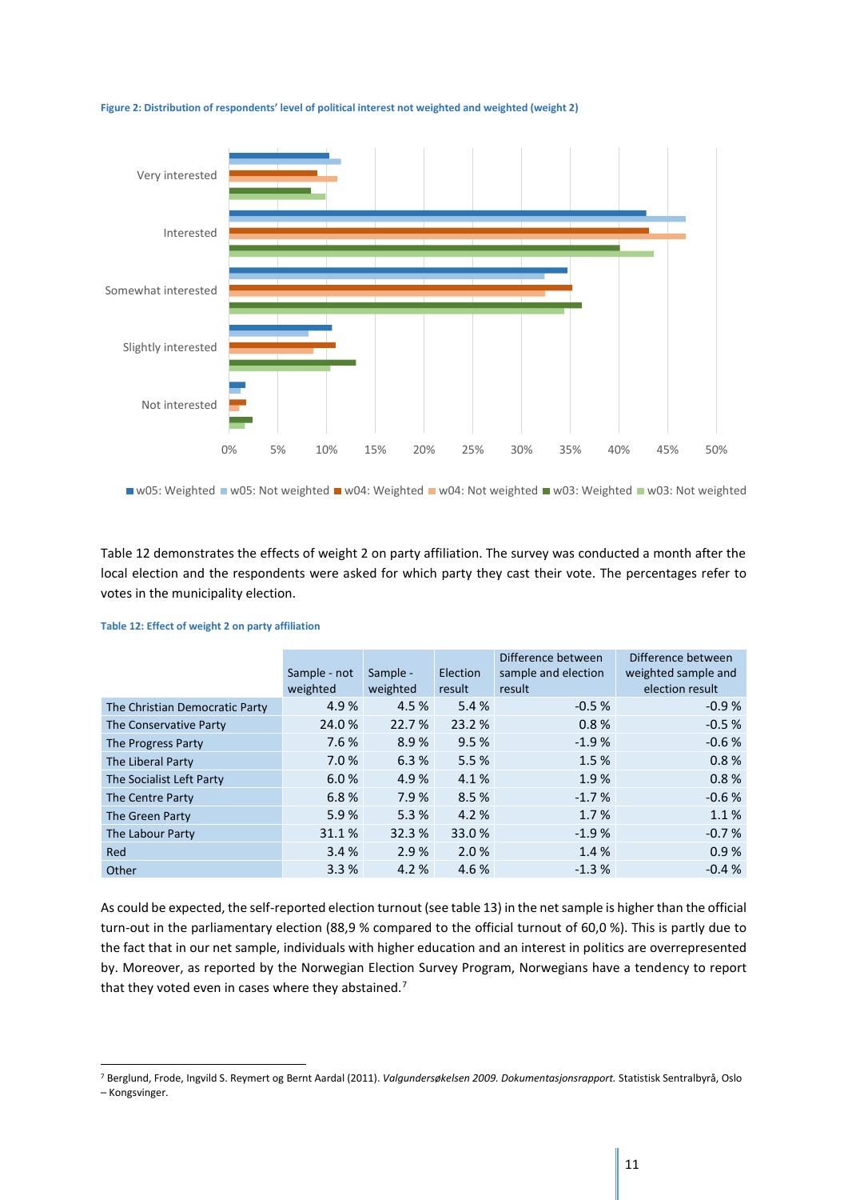**Figure 2: Distribution of respondents' level of political interest not weighted and weighted (weight 2)**

Table 12 demonstrates the effects of weight 2 on party affiliation. The survey was conducted a month after the local election and the respondents were asked for which party they cast their vote. The percentages refer to votes in the municipality election.

**Table 12: Effect of weight 2 on party affiliation**

| | Sample - not weighted | Sample - weighted | Election result | Difference between sample and election result | Difference between weighted sample and election result |
|---|---|---|---|---|---|
| The Christian Democratic Party | 4.9 % | 4.5 % | 5.4 % | -0.5 % | -0.9 % |
| The Conservative Party | 24.0 % | 22.7 % | 23.2 % | 0.8 % | -0.5 % |
| The Progress Party | 7.6 % | 8.9 % | 9.5 % | -1.9 % | -0.6 % |
| The Liberal Party | 7.0 % | 6.3 % | 5.5 % | 1.5 % | 0.8 % |
| The Socialist Left Party | 6.0 % | 4.9 % | 4.1 % | 1.9 % | 0.8 % |
| The Centre Party | 6.8 % | 7.9 % | 8.5 % | -1.7 % | -0.6 % |
| The Green Party | 5.9 % | 5.3 % | 4.2 % | 1.7 % | 1.1 % |
| The Labour Party | 31.1 % | 32.3 % | 33.0 % | -1.9 % | -0.7 % |
| Red | 3.4 % | 2.9 % | 2.0 % | 1.4 % | 0.9 % |
| Other | 3.3 % | 4.2 % | 4.6 % | -1.3 % | -0.4 % |

As could be expected, the self-reported election turnout (see table 13) in the net sample is higher than the official turn-out in the parliamentary election (88,9 % compared to the official turnout of 60,0 %). This is partly due to the fact that in our net sample, individuals with higher education and an interest in politics are overrepresented by. Moreover, as reported by the Norwegian Election Survey Program, Norwegians have a tendency to report that they voted even in cases where they abstained.[7]

[7] Berglund, Frode, Ingvild S. Reymert og Bernt Aardal (2011). *Valgundersøkelsen 2009. Dokumentasjonsrapport.* Statistisk Sentralbyrå, Oslo – Kongsvinger.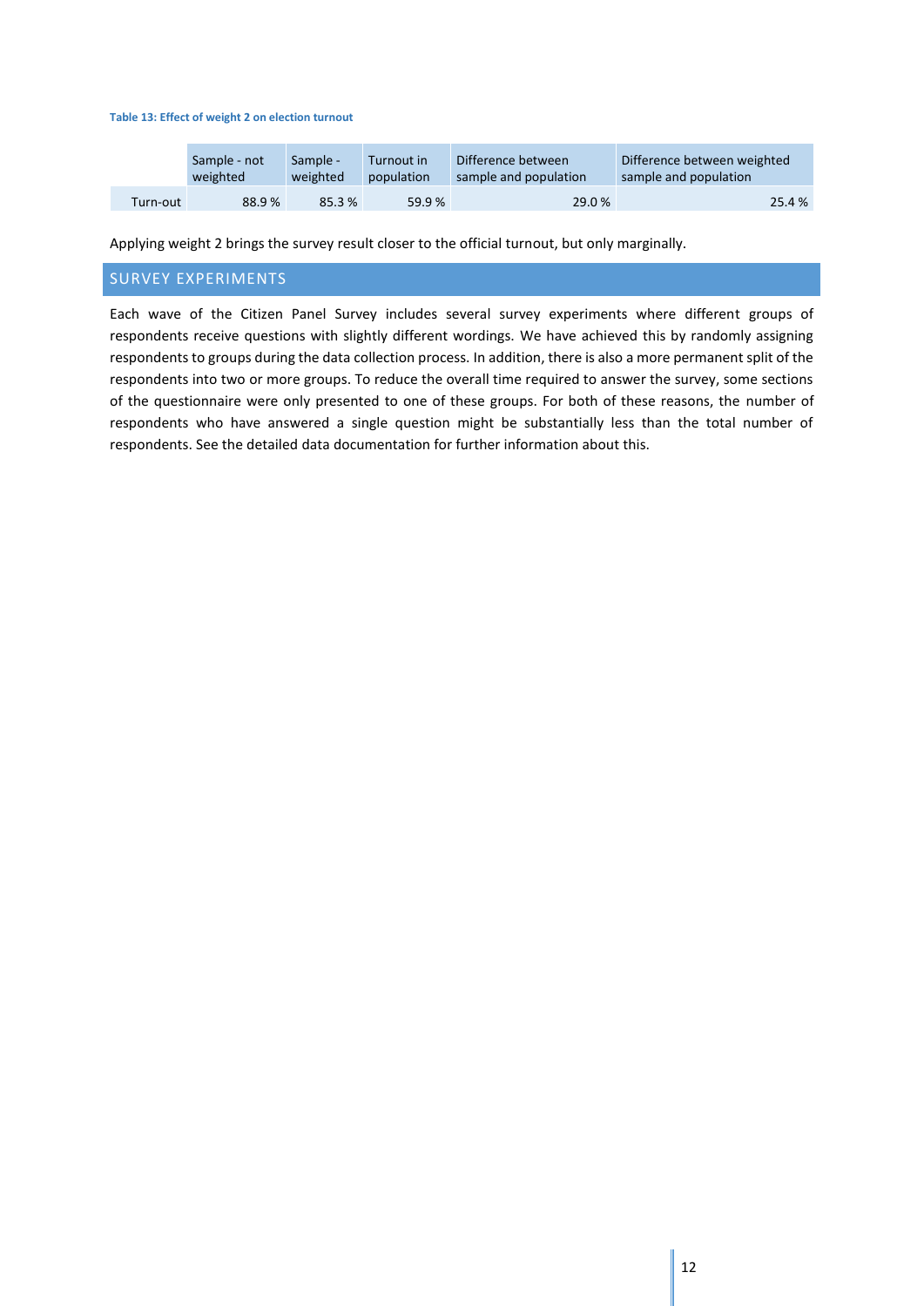**Table 13: Effect of weight 2 on election turnout**

| | Sample - not weighted | Sample - weighted | Turnout in population | Difference between sample and population | Difference between weighted sample and population |
|---|---|---|---|---|---|
| Turn-out | 88.9 % | 85.3 % | 59.9 % | 29.0 % | 25.4 % |

Applying weight 2 brings the survey result closer to the official turnout, but only marginally.

## SURVEY EXPERIMENTS

Each wave of the Citizen Panel Survey includes several survey experiments where different groups of respondents receive questions with slightly different wordings. We have achieved this by randomly assigning respondents to groups during the data collection process. In addition, there is also a more permanent split of the respondents into two or more groups. To reduce the overall time required to answer the survey, some sections of the questionnaire were only presented to one of these groups. For both of these reasons, the number of respondents who have answered a single question might be substantially less than the total number of respondents. See the detailed data documentation for further information about this.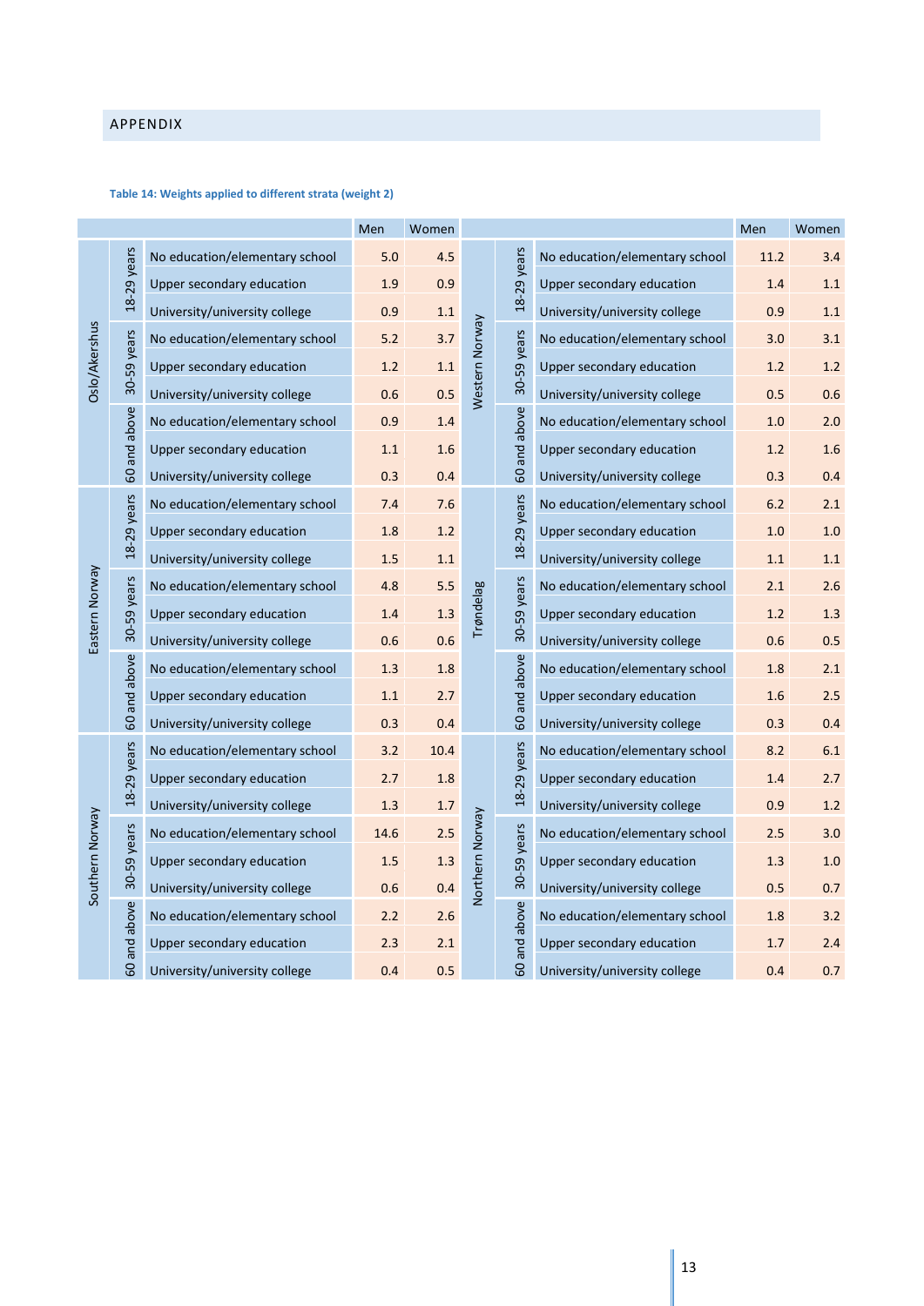## APPENDIX

**Table 14: Weights applied to different strata (weight 2)**

| | | | Men | Women | | | | Men | Women |
|---|---|---|---|---|---|---|---|---|---|
| Oslo/Akershus | 18-29 years | No education/elementary school | 5.0 | 4.5 | Western Norway | 18-29 years | No education/elementary school | 11.2 | 3.4 |
| | | Upper secondary education | 1.9 | 0.9 | | | Upper secondary education | 1.4 | 1.1 |
| | | University/university college | 0.9 | 1.1 | | | University/university college | 0.9 | 1.1 |
| | 30-59 years | No education/elementary school | 5.2 | 3.7 | | 30-59 years | No education/elementary school | 3.0 | 3.1 |
| | | Upper secondary education | 1.2 | 1.1 | | | Upper secondary education | 1.2 | 1.2 |
| | | University/university college | 0.6 | 0.5 | | | University/university college | 0.5 | 0.6 |
| | 60 and above | No education/elementary school | 0.9 | 1.4 | | 60 and above | No education/elementary school | 1.0 | 2.0 |
| | | Upper secondary education | 1.1 | 1.6 | | | Upper secondary education | 1.2 | 1.6 |
| | | University/university college | 0.3 | 0.4 | | | University/university college | 0.3 | 0.4 |
| Eastern Norway | 18-29 years | No education/elementary school | 7.4 | 7.6 | Trøndelag | 18-29 years | No education/elementary school | 6.2 | 2.1 |
| | | Upper secondary education | 1.8 | 1.2 | | | Upper secondary education | 1.0 | 1.0 |
| | | University/university college | 1.5 | 1.1 | | | University/university college | 1.1 | 1.1 |
| | 30-59 years | No education/elementary school | 4.8 | 5.5 | | 30-59 years | No education/elementary school | 2.1 | 2.6 |
| | | Upper secondary education | 1.4 | 1.3 | | | Upper secondary education | 1.2 | 1.3 |
| | | University/university college | 0.6 | 0.6 | | | University/university college | 0.6 | 0.5 |
| | 60 and above | No education/elementary school | 1.3 | 1.8 | | 60 and above | No education/elementary school | 1.8 | 2.1 |
| | | Upper secondary education | 1.1 | 2.7 | | | Upper secondary education | 1.6 | 2.5 |
| | | University/university college | 0.3 | 0.4 | | | University/university college | 0.3 | 0.4 |
| Southern Norway | 18-29 years | No education/elementary school | 3.2 | 10.4 | Northern Norway | 18-29 years | No education/elementary school | 8.2 | 6.1 |
| | | Upper secondary education | 2.7 | 1.8 | | | Upper secondary education | 1.4 | 2.7 |
| | | University/university college | 1.3 | 1.7 | | | University/university college | 0.9 | 1.2 |
| | 30-59 years | No education/elementary school | 14.6 | 2.5 | | 30-59 years | No education/elementary school | 2.5 | 3.0 |
| | | Upper secondary education | 1.5 | 1.3 | | | Upper secondary education | 1.3 | 1.0 |
| | | University/university college | 0.6 | 0.4 | | | University/university college | 0.5 | 0.7 |
| | 60 and above | No education/elementary school | 2.2 | 2.6 | | 60 and above | No education/elementary school | 1.8 | 3.2 |
| | | Upper secondary education | 2.3 | 2.1 | | | Upper secondary education | 1.7 | 2.4 |
| | | University/university college | 0.4 | 0.5 | | | University/university college | 0.4 | 0.7 |